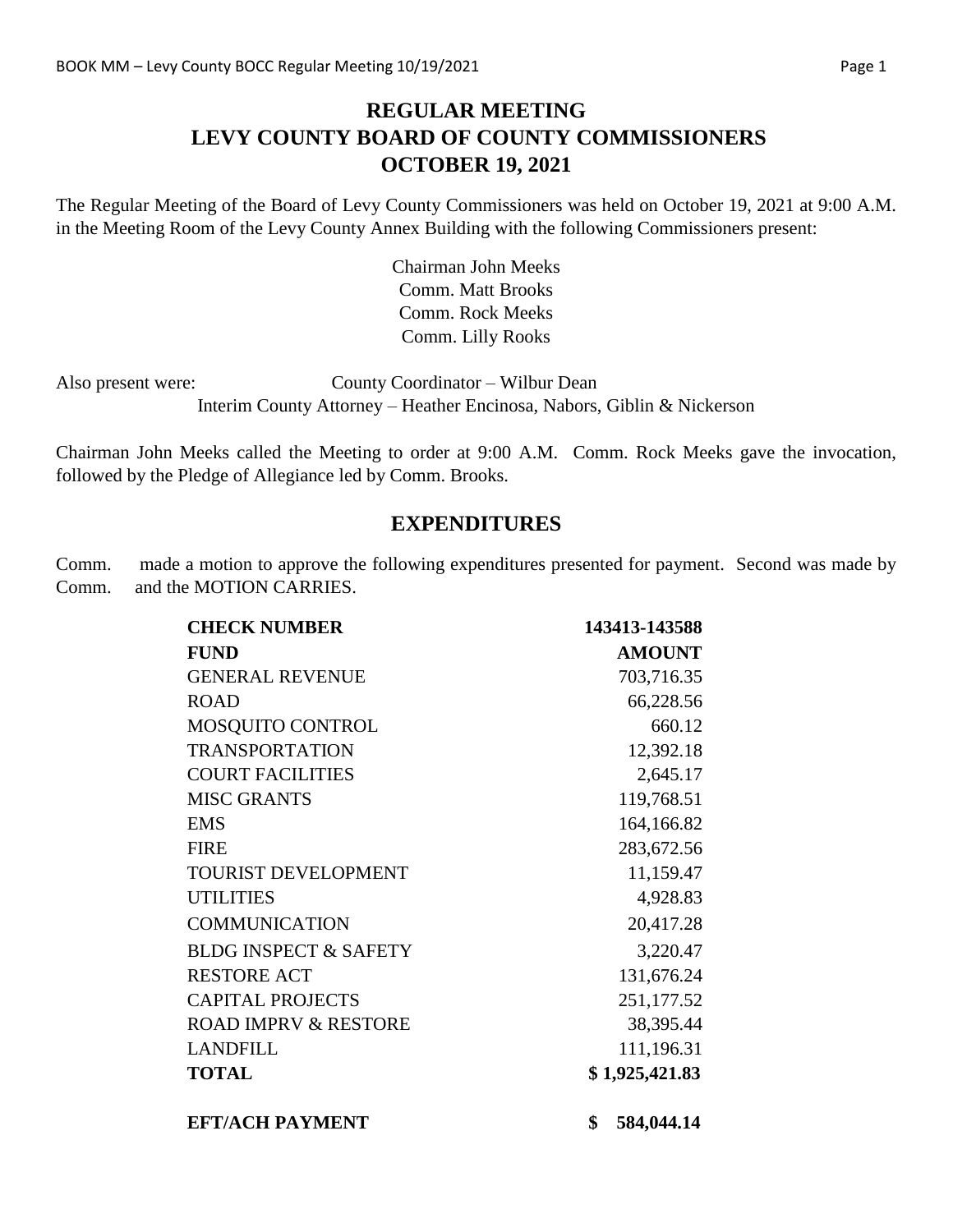# REGULAR MEETING
# LEVY COUNTY BOARD OF COUNTY COMMISSIONERS
# OCTOBER 19, 2021

The Regular Meeting of the Board of Levy County Commissioners was held on October 19, 2021 at 9:00 A.M. in the Meeting Room of the Levy County Annex Building with the following Commissioners present:

Chairman John Meeks
Comm. Matt Brooks
Comm. Rock Meeks
Comm. Lilly Rooks

Also present were: County Coordinator – Wilbur Dean
Interim County Attorney – Heather Encinosa, Nabors, Giblin & Nickerson

Chairman John Meeks called the Meeting to order at 9:00 A.M. Comm. Rock Meeks gave the invocation, followed by the Pledge of Allegiance led by Comm. Brooks.

## EXPENDITURES

Comm. made a motion to approve the following expenditures presented for payment. Second was made by Comm. and the MOTION CARRIES.

| **CHECK NUMBER** | **143413-143588** |
|---|---|
| **FUND** | **AMOUNT** |
| GENERAL REVENUE | 703,716.35 |
| ROAD | 66,228.56 |
| MOSQUITO CONTROL | 660.12 |
| TRANSPORTATION | 12,392.18 |
| COURT FACILITIES | 2,645.17 |
| MISC GRANTS | 119,768.51 |
| EMS | 164,166.82 |
| FIRE | 283,672.56 |
| TOURIST DEVELOPMENT | 11,159.47 |
| UTILITIES | 4,928.83 |
| COMMUNICATION | 20,417.28 |
| BLDG INSPECT & SAFETY | 3,220.47 |
| RESTORE ACT | 131,676.24 |
| CAPITAL PROJECTS | 251,177.52 |
| ROAD IMPRV & RESTORE | 38,395.44 |
| LANDFILL | 111,196.31 |
| **TOTAL** | **$ 1,925,421.83** |
| | |
| **EFT/ACH PAYMENT** | **$ 584,044.14** |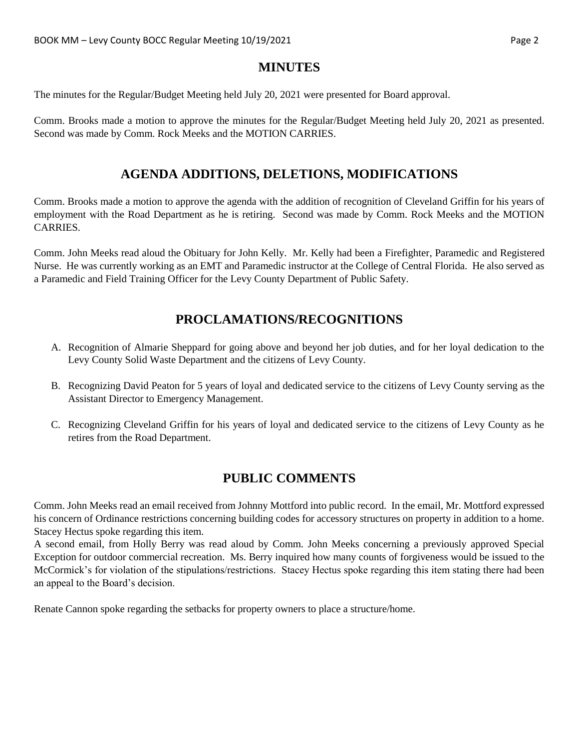## MINUTES

The minutes for the Regular/Budget Meeting held July 20, 2021 were presented for Board approval.

Comm. Brooks made a motion to approve the minutes for the Regular/Budget Meeting held July 20, 2021 as presented. Second was made by Comm. Rock Meeks and the MOTION CARRIES.

## AGENDA ADDITIONS, DELETIONS, MODIFICATIONS

Comm. Brooks made a motion to approve the agenda with the addition of recognition of Cleveland Griffin for his years of employment with the Road Department as he is retiring. Second was made by Comm. Rock Meeks and the MOTION CARRIES.

Comm. John Meeks read aloud the Obituary for John Kelly. Mr. Kelly had been a Firefighter, Paramedic and Registered Nurse. He was currently working as an EMT and Paramedic instructor at the College of Central Florida. He also served as a Paramedic and Field Training Officer for the Levy County Department of Public Safety.

## PROCLAMATIONS/RECOGNITIONS

A. Recognition of Almarie Sheppard for going above and beyond her job duties, and for her loyal dedication to the Levy County Solid Waste Department and the citizens of Levy County.

B. Recognizing David Peaton for 5 years of loyal and dedicated service to the citizens of Levy County serving as the Assistant Director to Emergency Management.

C. Recognizing Cleveland Griffin for his years of loyal and dedicated service to the citizens of Levy County as he retires from the Road Department.

## PUBLIC COMMENTS

Comm. John Meeks read an email received from Johnny Mottford into public record. In the email, Mr. Mottford expressed his concern of Ordinance restrictions concerning building codes for accessory structures on property in addition to a home. Stacey Hectus spoke regarding this item.

A second email, from Holly Berry was read aloud by Comm. John Meeks concerning a previously approved Special Exception for outdoor commercial recreation. Ms. Berry inquired how many counts of forgiveness would be issued to the McCormick's for violation of the stipulations/restrictions. Stacey Hectus spoke regarding this item stating there had been an appeal to the Board's decision.

Renate Cannon spoke regarding the setbacks for property owners to place a structure/home.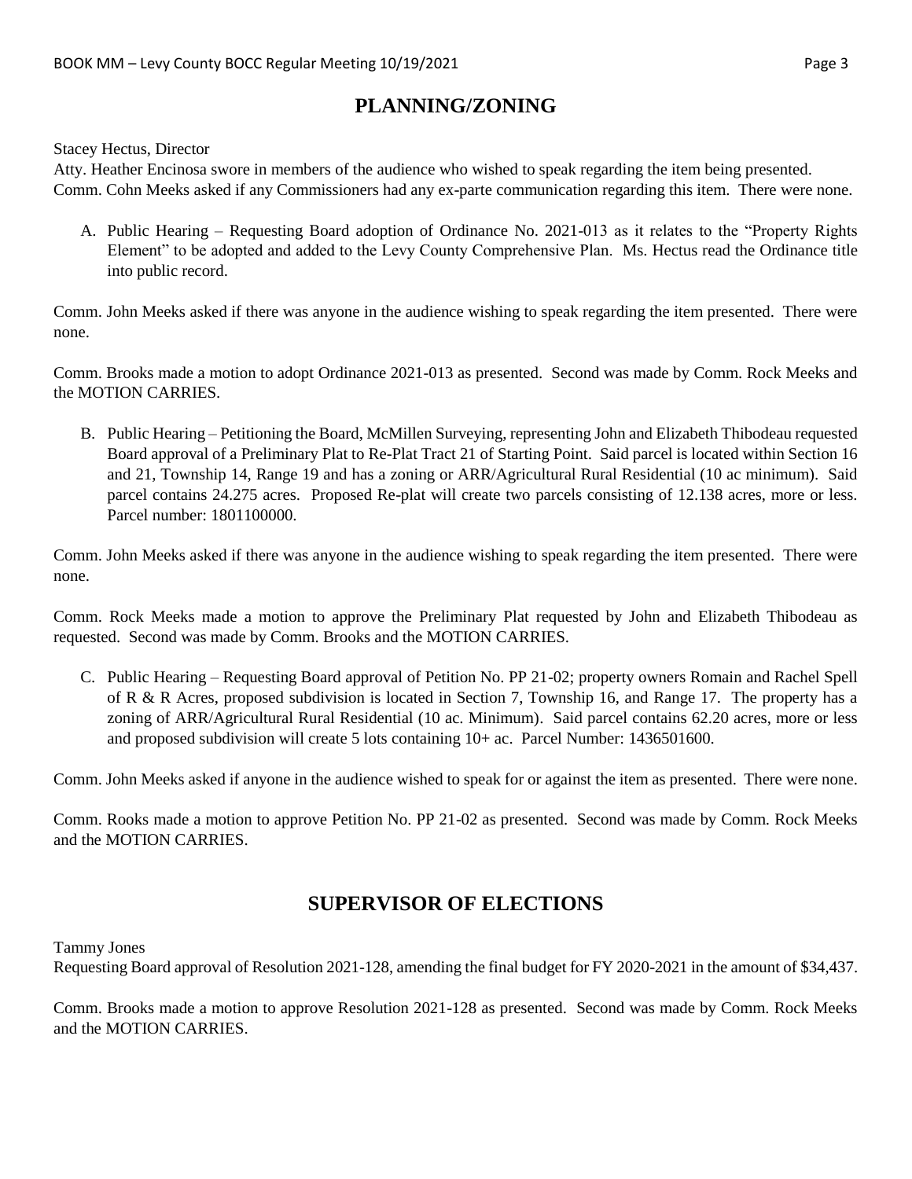## PLANNING/ZONING

Stacey Hectus, Director

Atty. Heather Encinosa swore in members of the audience who wished to speak regarding the item being presented. Comm. Cohn Meeks asked if any Commissioners had any ex-parte communication regarding this item. There were none.

A. Public Hearing – Requesting Board adoption of Ordinance No. 2021-013 as it relates to the "Property Rights Element" to be adopted and added to the Levy County Comprehensive Plan. Ms. Hectus read the Ordinance title into public record.

Comm. John Meeks asked if there was anyone in the audience wishing to speak regarding the item presented. There were none.

Comm. Brooks made a motion to adopt Ordinance 2021-013 as presented. Second was made by Comm. Rock Meeks and the MOTION CARRIES.

B. Public Hearing – Petitioning the Board, McMillen Surveying, representing John and Elizabeth Thibodeau requested Board approval of a Preliminary Plat to Re-Plat Tract 21 of Starting Point. Said parcel is located within Section 16 and 21, Township 14, Range 19 and has a zoning or ARR/Agricultural Rural Residential (10 ac minimum). Said parcel contains 24.275 acres. Proposed Re-plat will create two parcels consisting of 12.138 acres, more or less. Parcel number: 1801100000.

Comm. John Meeks asked if there was anyone in the audience wishing to speak regarding the item presented. There were none.

Comm. Rock Meeks made a motion to approve the Preliminary Plat requested by John and Elizabeth Thibodeau as requested. Second was made by Comm. Brooks and the MOTION CARRIES.

C. Public Hearing – Requesting Board approval of Petition No. PP 21-02; property owners Romain and Rachel Spell of R & R Acres, proposed subdivision is located in Section 7, Township 16, and Range 17. The property has a zoning of ARR/Agricultural Rural Residential (10 ac. Minimum). Said parcel contains 62.20 acres, more or less and proposed subdivision will create 5 lots containing 10+ ac. Parcel Number: 1436501600.

Comm. John Meeks asked if anyone in the audience wished to speak for or against the item as presented. There were none.

Comm. Rooks made a motion to approve Petition No. PP 21-02 as presented. Second was made by Comm. Rock Meeks and the MOTION CARRIES.

## SUPERVISOR OF ELECTIONS

Tammy Jones

Requesting Board approval of Resolution 2021-128, amending the final budget for FY 2020-2021 in the amount of $34,437.

Comm. Brooks made a motion to approve Resolution 2021-128 as presented. Second was made by Comm. Rock Meeks and the MOTION CARRIES.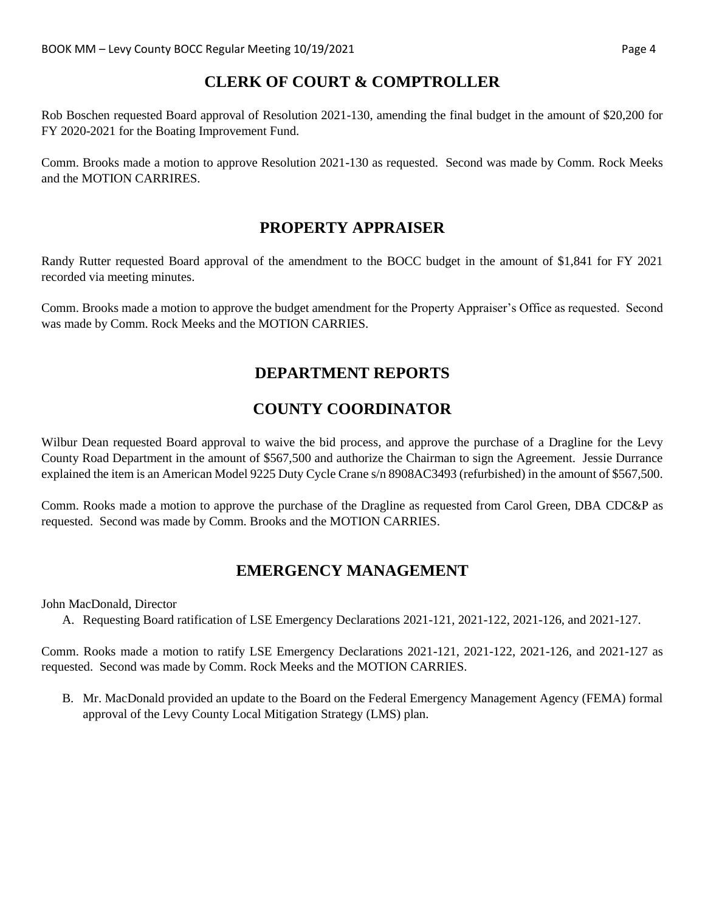## CLERK OF COURT & COMPTROLLER

Rob Boschen requested Board approval of Resolution 2021-130, amending the final budget in the amount of $20,200 for FY 2020-2021 for the Boating Improvement Fund.

Comm. Brooks made a motion to approve Resolution 2021-130 as requested. Second was made by Comm. Rock Meeks and the MOTION CARRIRES.

## PROPERTY APPRAISER

Randy Rutter requested Board approval of the amendment to the BOCC budget in the amount of $1,841 for FY 2021 recorded via meeting minutes.

Comm. Brooks made a motion to approve the budget amendment for the Property Appraiser's Office as requested. Second was made by Comm. Rock Meeks and the MOTION CARRIES.

## DEPARTMENT REPORTS

## COUNTY COORDINATOR

Wilbur Dean requested Board approval to waive the bid process, and approve the purchase of a Dragline for the Levy County Road Department in the amount of $567,500 and authorize the Chairman to sign the Agreement. Jessie Durrance explained the item is an American Model 9225 Duty Cycle Crane s/n 8908AC3493 (refurbished) in the amount of $567,500.

Comm. Rooks made a motion to approve the purchase of the Dragline as requested from Carol Green, DBA CDC&P as requested. Second was made by Comm. Brooks and the MOTION CARRIES.

## EMERGENCY MANAGEMENT

John MacDonald, Director

A. Requesting Board ratification of LSE Emergency Declarations 2021-121, 2021-122, 2021-126, and 2021-127.

Comm. Rooks made a motion to ratify LSE Emergency Declarations 2021-121, 2021-122, 2021-126, and 2021-127 as requested. Second was made by Comm. Rock Meeks and the MOTION CARRIES.

B. Mr. MacDonald provided an update to the Board on the Federal Emergency Management Agency (FEMA) formal approval of the Levy County Local Mitigation Strategy (LMS) plan.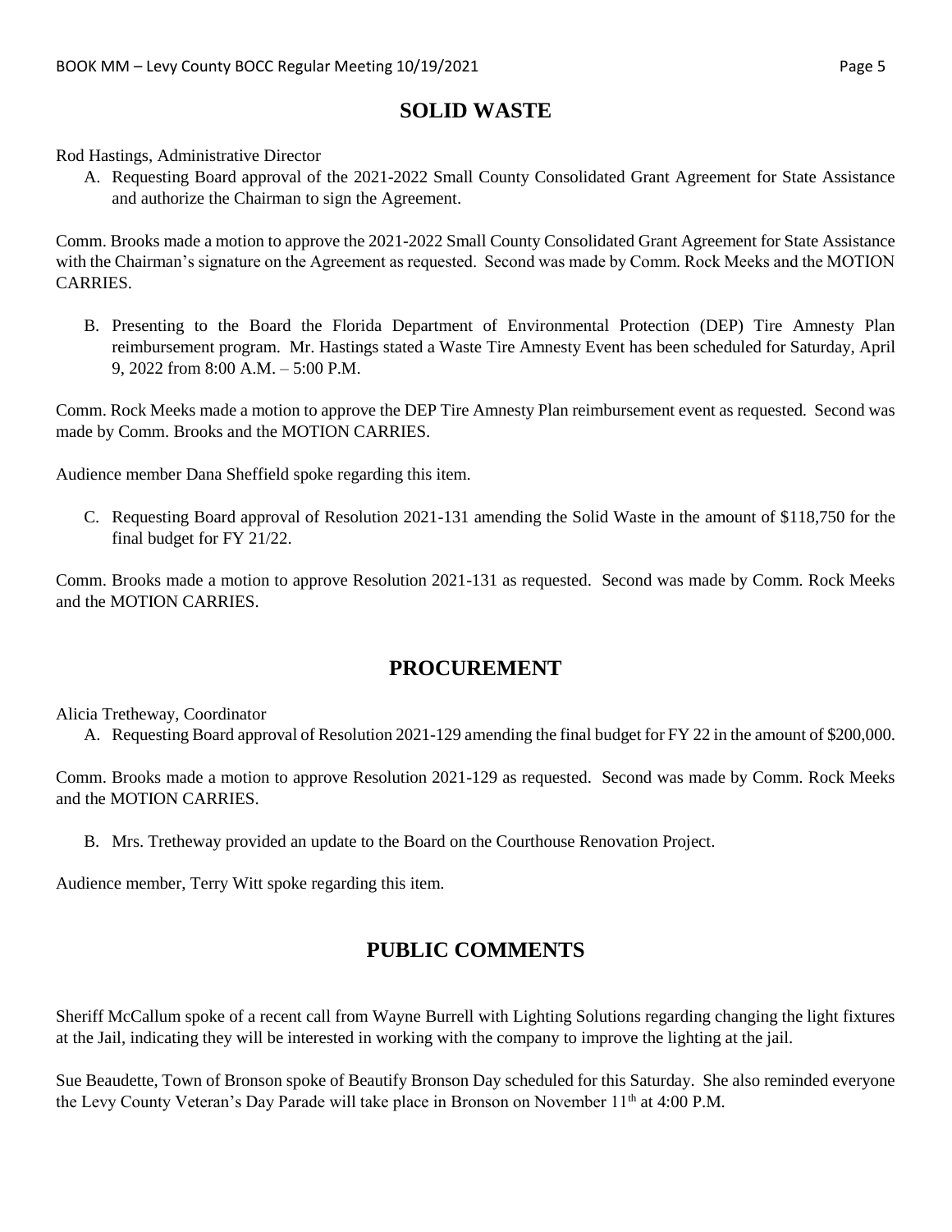## SOLID WASTE

Rod Hastings, Administrative Director

A. Requesting Board approval of the 2021-2022 Small County Consolidated Grant Agreement for State Assistance and authorize the Chairman to sign the Agreement.

Comm. Brooks made a motion to approve the 2021-2022 Small County Consolidated Grant Agreement for State Assistance with the Chairman's signature on the Agreement as requested. Second was made by Comm. Rock Meeks and the MOTION CARRIES.

B. Presenting to the Board the Florida Department of Environmental Protection (DEP) Tire Amnesty Plan reimbursement program. Mr. Hastings stated a Waste Tire Amnesty Event has been scheduled for Saturday, April 9, 2022 from 8:00 A.M. – 5:00 P.M.

Comm. Rock Meeks made a motion to approve the DEP Tire Amnesty Plan reimbursement event as requested. Second was made by Comm. Brooks and the MOTION CARRIES.

Audience member Dana Sheffield spoke regarding this item.

C. Requesting Board approval of Resolution 2021-131 amending the Solid Waste in the amount of $118,750 for the final budget for FY 21/22.

Comm. Brooks made a motion to approve Resolution 2021-131 as requested. Second was made by Comm. Rock Meeks and the MOTION CARRIES.

## PROCUREMENT

Alicia Tretheway, Coordinator

A. Requesting Board approval of Resolution 2021-129 amending the final budget for FY 22 in the amount of $200,000.

Comm. Brooks made a motion to approve Resolution 2021-129 as requested. Second was made by Comm. Rock Meeks and the MOTION CARRIES.

B. Mrs. Tretheway provided an update to the Board on the Courthouse Renovation Project.

Audience member, Terry Witt spoke regarding this item.

## PUBLIC COMMENTS

Sheriff McCallum spoke of a recent call from Wayne Burrell with Lighting Solutions regarding changing the light fixtures at the Jail, indicating they will be interested in working with the company to improve the lighting at the jail.

Sue Beaudette, Town of Bronson spoke of Beautify Bronson Day scheduled for this Saturday. She also reminded everyone the Levy County Veteran's Day Parade will take place in Bronson on November 11th at 4:00 P.M.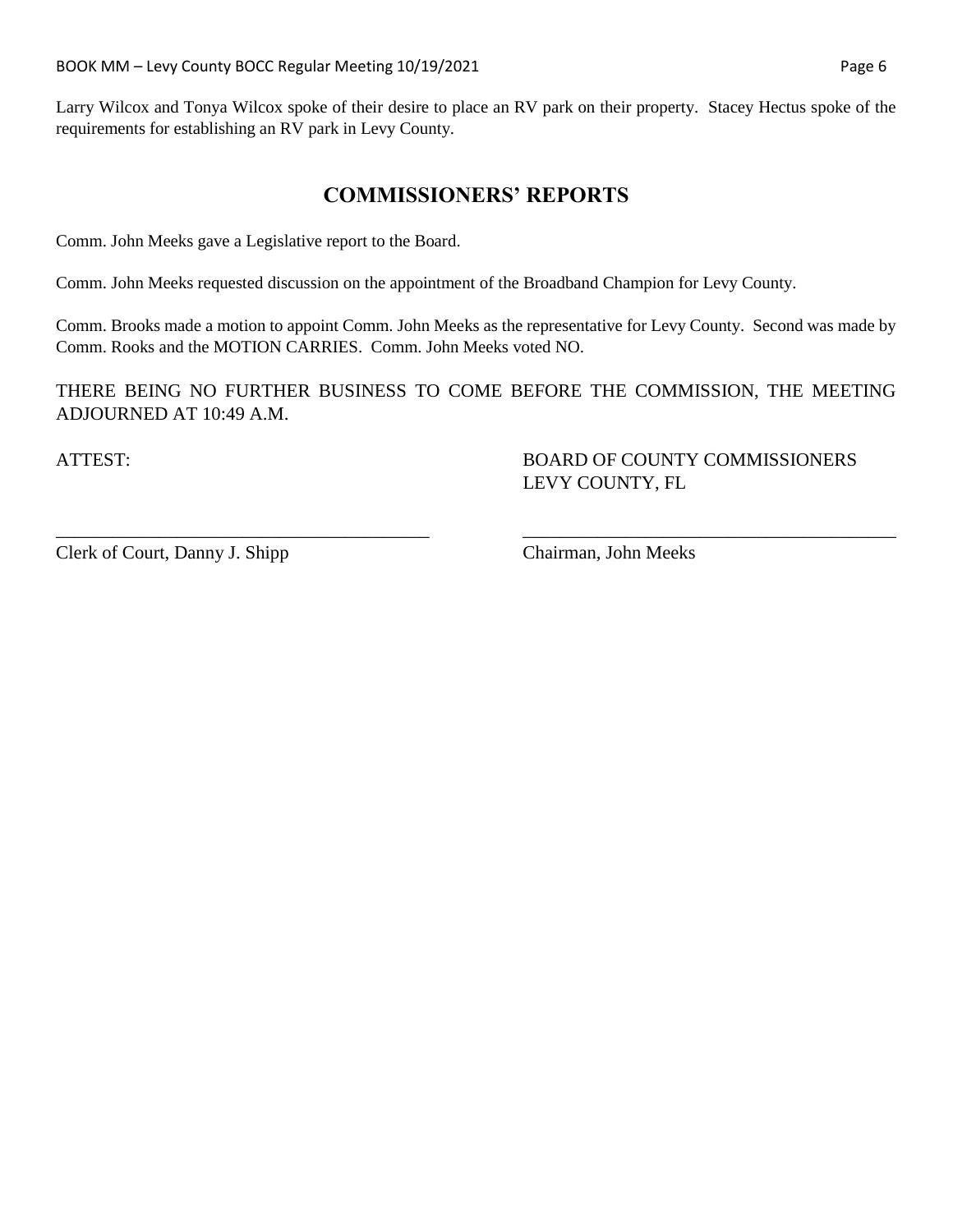Larry Wilcox and Tonya Wilcox spoke of their desire to place an RV park on their property. Stacey Hectus spoke of the requirements for establishing an RV park in Levy County.

## COMMISSIONERS' REPORTS

Comm. John Meeks gave a Legislative report to the Board.

Comm. John Meeks requested discussion on the appointment of the Broadband Champion for Levy County.

Comm. Brooks made a motion to appoint Comm. John Meeks as the representative for Levy County. Second was made by Comm. Rooks and the MOTION CARRIES. Comm. John Meeks voted NO.

THERE BEING NO FURTHER BUSINESS TO COME BEFORE THE COMMISSION, THE MEETING ADJOURNED AT 10:49 A.M.

ATTEST:

BOARD OF COUNTY COMMISSIONERS
LEVY COUNTY, FL

\_\_\_\_\_\_\_\_\_\_\_\_\_\_\_\_\_\_\_\_\_\_\_\_\_\_\_\_\_\_\_\_\_\_\_\_\_\_\_\_
Clerk of Court, Danny J. Shipp

\_\_\_\_\_\_\_\_\_\_\_\_\_\_\_\_\_\_\_\_\_\_\_\_\_\_\_\_\_\_\_\_\_\_\_\_\_\_\_\_
Chairman, John Meeks